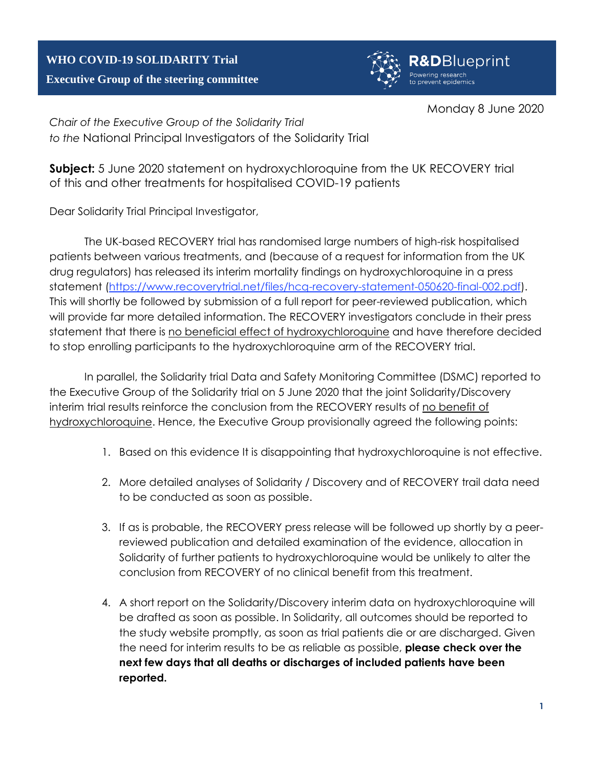**WHO COVID-19 SOLIDARITY Trial**

**Executive Group of the steering committee**

R&DBlueprint
Powering research to prevent epidemics

Monday 8 June 2020

*Chair of the Executive Group of the Solidarity Trial*
*to the* National Principal Investigators of the Solidarity Trial

**Subject:** 5 June 2020 statement on hydroxychloroquine from the UK RECOVERY trial of this and other treatments for hospitalised COVID-19 patients

Dear Solidarity Trial Principal Investigator,

The UK-based RECOVERY trial has randomised large numbers of high-risk hospitalised patients between various treatments, and (because of a request for information from the UK drug regulators) has released its interim mortality findings on hydroxychloroquine in a press statement (https://www.recoverytrial.net/files/hcq-recovery-statement-050620-final-002.pdf). This will shortly be followed by submission of a full report for peer-reviewed publication, which will provide far more detailed information. The RECOVERY investigators conclude in their press statement that there is <u>no beneficial effect of hydroxychloroquine</u> and have therefore decided to stop enrolling participants to the hydroxychloroquine arm of the RECOVERY trial.

In parallel, the Solidarity trial Data and Safety Monitoring Committee (DSMC) reported to the Executive Group of the Solidarity trial on 5 June 2020 that the joint Solidarity/Discovery interim trial results reinforce the conclusion from the RECOVERY results of <u>no benefit of hydroxychloroquine</u>. Hence, the Executive Group provisionally agreed the following points:

1. Based on this evidence It is disappointing that hydroxychloroquine is not effective.

2. More detailed analyses of Solidarity / Discovery and of RECOVERY trail data need to be conducted as soon as possible.

3. If as is probable, the RECOVERY press release will be followed up shortly by a peer-reviewed publication and detailed examination of the evidence, allocation in Solidarity of further patients to hydroxychloroquine would be unlikely to alter the conclusion from RECOVERY of no clinical benefit from this treatment.

4. A short report on the Solidarity/Discovery interim data on hydroxychloroquine will be drafted as soon as possible. In Solidarity, all outcomes should be reported to the study website promptly, as soon as trial patients die or are discharged. Given the need for interim results to be as reliable as possible, **please check over the next few days that all deaths or discharges of included patients have been reported.**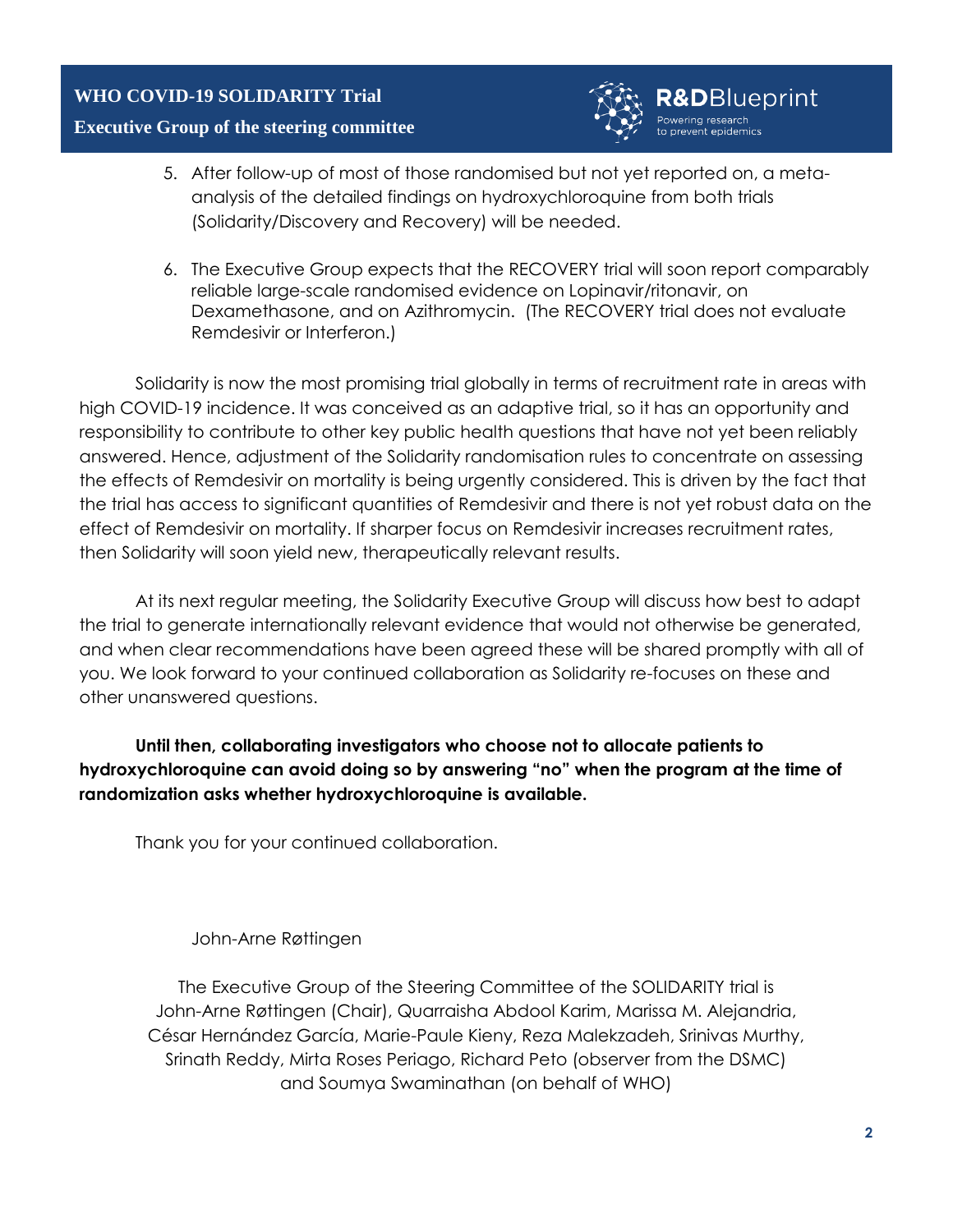5. After follow-up of most of those randomised but not yet reported on, a meta-analysis of the detailed findings on hydroxychloroquine from both trials (Solidarity/Discovery and Recovery) will be needed.

6. The Executive Group expects that the RECOVERY trial will soon report comparably reliable large-scale randomised evidence on Lopinavir/ritonavir, on Dexamethasone, and on Azithromycin. (The RECOVERY trial does not evaluate Remdesivir or Interferon.)

Solidarity is now the most promising trial globally in terms of recruitment rate in areas with high COVID-19 incidence. It was conceived as an adaptive trial, so it has an opportunity and responsibility to contribute to other key public health questions that have not yet been reliably answered. Hence, adjustment of the Solidarity randomisation rules to concentrate on assessing the effects of Remdesivir on mortality is being urgently considered. This is driven by the fact that the trial has access to significant quantities of Remdesivir and there is not yet robust data on the effect of Remdesivir on mortality. If sharper focus on Remdesivir increases recruitment rates, then Solidarity will soon yield new, therapeutically relevant results.

At its next regular meeting, the Solidarity Executive Group will discuss how best to adapt the trial to generate internationally relevant evidence that would not otherwise be generated, and when clear recommendations have been agreed these will be shared promptly with all of you. We look forward to your continued collaboration as Solidarity re-focuses on these and other unanswered questions.

**Until then, collaborating investigators who choose not to allocate patients to hydroxychloroquine can avoid doing so by answering "no" when the program at the time of randomization asks whether hydroxychloroquine is available.**

Thank you for your continued collaboration.

John-Arne Røttingen

The Executive Group of the Steering Committee of the SOLIDARITY trial is John-Arne Røttingen (Chair), Quarraisha Abdool Karim, Marissa M. Alejandria, César Hernández García, Marie-Paule Kieny, Reza Malekzadeh, Srinivas Murthy, Srinath Reddy, Mirta Roses Periago, Richard Peto (observer from the DSMC) and Soumya Swaminathan (on behalf of WHO)